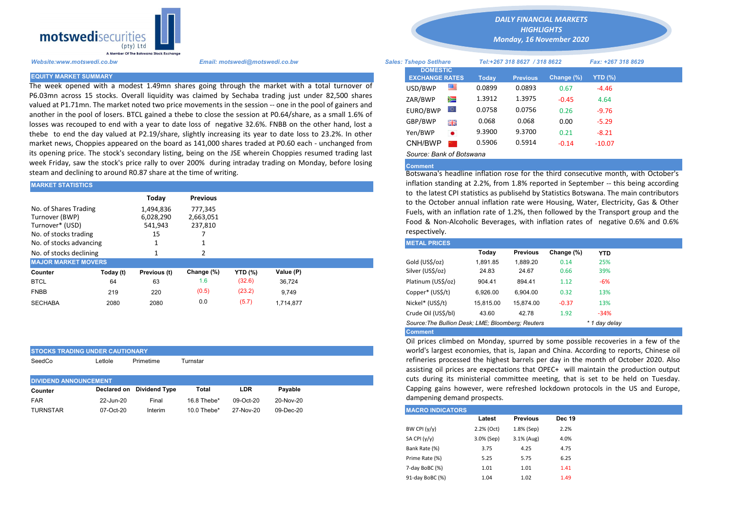motswedisecurities (pty) Ltd
A Member Of The Botswana Stock Exchange

# DAILY FINANCIAL MARKETS HIGHLIGHTS
## Monday, 16 November 2020

Website:www.motswedi.co.bw | Email: motswedi@motswedi.co.bw | Sales: Tshepo Setlhare | Tel:+267 318 8627 / 318 8622 | Fax: +267 318 8629

## EQUITY MARKET SUMMARY

The week opened with a modest 1.49mn shares going through the market with a total turnover of P6.03mn across 15 stocks. Overall liquidity was claimed by Sechaba trading just under 82,500 shares valued at P1.71mn. The market noted two price movements in the session -- one in the pool of gainers and another in the pool of losers. BTCL gained a thebe to close the session at P0.64/share, as a small 1.6% of losses was recouped to end with a year to date loss of negative 32.6%. FNBB on the other hand, lost a thebe to end the day valued at P2.19/share, slightly increasing its year to date loss to 23.2%. In other market news, Choppies appeared on the board as 141,000 shares traded at P0.60 each - unchanged from its opening price. The stock's secondary listing, being on the JSE wherein Choppies resumed trading last week Friday, saw the stock's price rally to over 200% during intraday trading on Monday, before losing steam and declining to around R0.87 share at the time of writing.

## MARKET STATISTICS

| | Today | Previous |
|---|---|---|
| No. of Shares Trading | 1,494,836 | 777,345 |
| Turnover (BWP) | 6,028,290 | 2,663,051 |
| Turnover* (USD) | 541,943 | 237,810 |
| No. of stocks trading | 15 | 7 |
| No. of stocks advancing | 1 | 1 |
| No. of stocks declining | 1 | 2 |

## MAJOR MARKET MOVERS

| Counter | Today (t) | Previous (t) | Change (%) | YTD (%) | Value (P) |
|---|---|---|---|---|---|
| BTCL | 64 | 63 | 1.6 | (32.6) | 36,724 |
| FNBB | 219 | 220 | (0.5) | (23.2) | 9,749 |
| SECHABA | 2080 | 2080 | 0.0 | (5.7) | 1,714,877 |

## STOCKS TRADING UNDER CAUTIONARY

SeedCo | Letlole | Primetime | Turnstar

## DIVIDEND ANNOUNCEMENT

| Counter | Declared on | Dividend Type | Total | LDR | Payable |
|---|---|---|---|---|---|
| FAR | 22-Jun-20 | Final | 16.8 Thebe* | 09-Oct-20 | 20-Nov-20 |
| TURNSTAR | 07-Oct-20 | Interim | 10.0 Thebe* | 27-Nov-20 | 09-Dec-20 |

## DOMESTIC EXCHANGE RATES

| DOMESTIC EXCHANGE RATES | Today | Previous | Change (%) | YTD (%) |
|---|---|---|---|---|
| USD/BWP | 0.0899 | 0.0893 | 0.67 | -4.46 |
| ZAR/BWP | 1.3912 | 1.3975 | -0.45 | 4.64 |
| EURO/BWP | 0.0758 | 0.0756 | 0.26 | -9.76 |
| GBP/BWP | 0.068 | 0.068 | 0.00 | -5.29 |
| Yen/BWP | 9.3900 | 9.3700 | 0.21 | -8.21 |
| CNH/BWP | 0.5906 | 0.5914 | -0.14 | -10.07 |

Source: Bank of Botswana

**Comment**

Botswana's headline inflation rose for the third consecutive month, with October's inflation standing at 2.2%, from 1.8% reported in September -- this being according to the latest CPI statistics as publisehd by Statistics Botswana. The main contributors to the October annual inflation rate were Housing, Water, Electricity, Gas & Other Fuels, with an inflation rate of 1.2%, then followed by the Transport group and the Food & Non-Alcoholic Beverages, with inflation rates of negative 0.6% and 0.6% respectively.

## METAL PRICES

| | Today | Previous | Change (%) | YTD |
|---|---|---|---|---|
| Gold (US$/oz) | 1,891.85 | 1,889.20 | 0.14 | 25% |
| Silver (US$/oz) | 24.83 | 24.67 | 0.66 | 39% |
| Platinum (US$/oz) | 904.41 | 894.41 | 1.12 | -6% |
| Copper* (US$/t) | 6,926.00 | 6,904.00 | 0.32 | 13% |
| Nickel* (US$/t) | 15,815.00 | 15,874.00 | -0.37 | 13% |
| Crude Oil (US$/bl) | 43.60 | 42.78 | 1.92 | -34% |

Source:The Bullion Desk; LME; Bloomberg; Reuters | * 1 day delay

**Comment**

Oil prices climbed on Monday, spurred by some possible recoveries in a few of the world's largest economies, that is, Japan and China. According to reports, Chinese oil refineries processed the highest barrels per day in the month of October 2020. Also assisting oil prices are expectations that OPEC+ will maintain the production output cuts during its ministerial committee meeting, that is set to be held on Tuesday. Capping gains however, were refreshed lockdown protocols in the US and Europe, dampening demand prospects.

## MACRO INDICATORS

| | Latest | Previous | Dec 19 |
|---|---|---|---|
| BW CPI (y/y) | 2.2% (Oct) | 1.8% (Sep) | 2.2% |
| SA CPI (y/y) | 3.0% (Sep) | 3.1% (Aug) | 4.0% |
| Bank Rate (%) | 3.75 | 4.25 | 4.75 |
| Prime Rate (%) | 5.25 | 5.75 | 6.25 |
| 7-day BoBC (%) | 1.01 | 1.01 | 1.41 |
| 91-day BoBC (%) | 1.04 | 1.02 | 1.49 |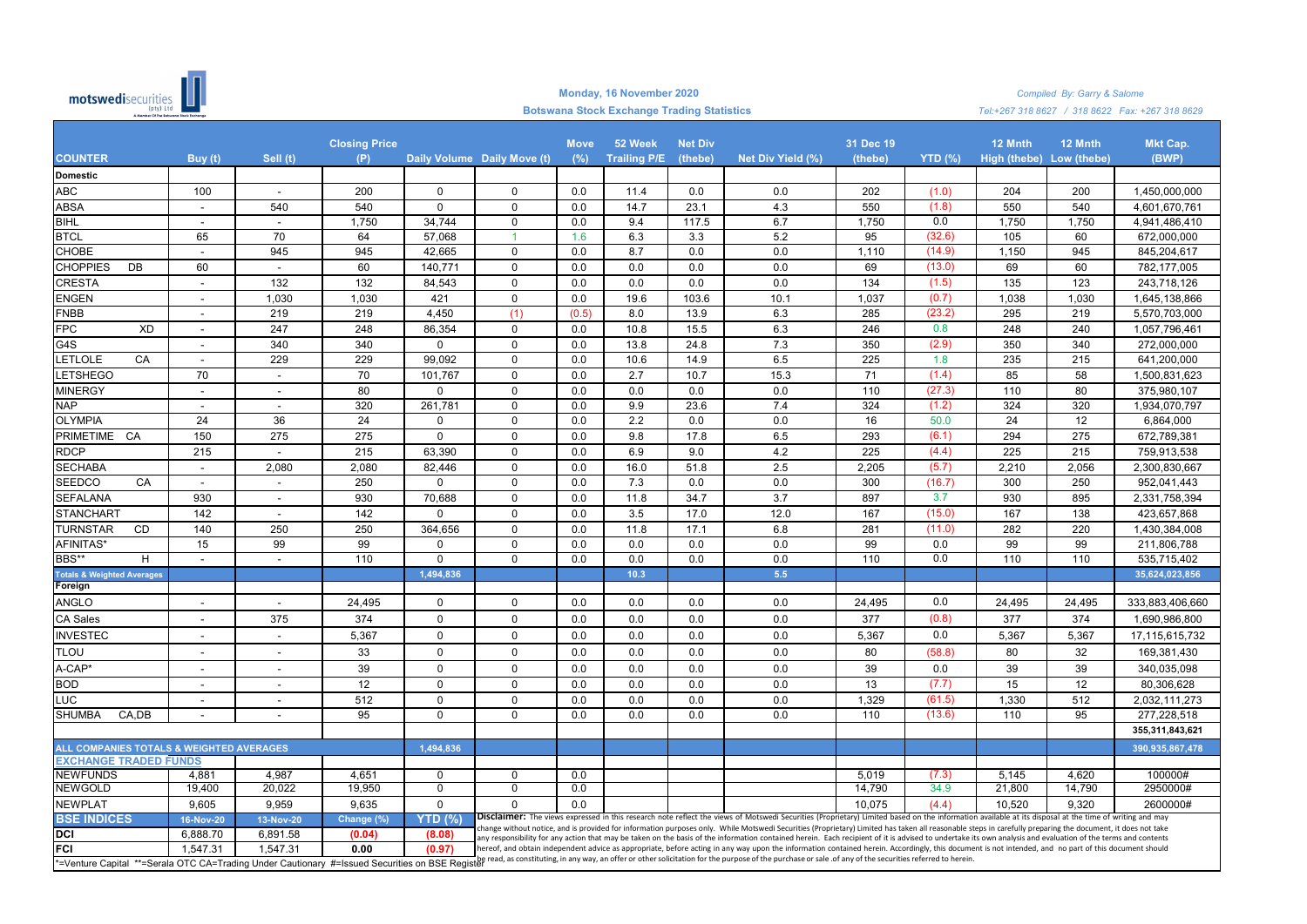motswedisecurities (pty) Ltd
A Member Of The Botswana Stock Exchange

**Monday, 16 November 2020**

**Botswana Stock Exchange Trading Statistics**

*Compiled By: Garry & Salome*

*Tel:+267 318 8627 / 318 8622 Fax: +267 318 8629*

| COUNTER | Buy (t) | Sell (t) | Closing Price (P) | Daily Volume | Daily Move (t) | Move (%) | 52 Week Trailing P/E | Net Div (thebe) | Net Div Yield (%) | 31 Dec 19 (thebe) | YTD (%) | 12 Mnth High (thebe) | 12 Mnth Low (thebe) | Mkt Cap. (BWP) |
|---|---|---|---|---|---|---|---|---|---|---|---|---|---|---|
| **Domestic** | | | | | | | | | | | | | | |
| ABC | 100 | - | 200 | 0 | 0 | 0.0 | 11.4 | 0.0 | 0.0 | 202 | (1.0) | 204 | 200 | 1,450,000,000 |
| ABSA | - | 540 | 540 | 0 | 0 | 0.0 | 14.7 | 23.1 | 4.3 | 550 | (1.8) | 550 | 540 | 4,601,670,761 |
| BIHL | - | - | 1,750 | 34,744 | 0 | 0.0 | 9.4 | 117.5 | 6.7 | 1,750 | 0.0 | 1,750 | 1,750 | 4,941,486,410 |
| BTCL | 65 | 70 | 64 | 57,068 | 1 | 1.6 | 6.3 | 3.3 | 5.2 | 95 | (32.6) | 105 | 60 | 672,000,000 |
| CHOBE | - | 945 | 945 | 42,665 | 0 | 0.0 | 8.7 | 0.0 | 0.0 | 1,110 | (14.9) | 1,150 | 945 | 845,204,617 |
| CHOPPIES DB | 60 | - | 60 | 140,771 | 0 | 0.0 | 0.0 | 0.0 | 0.0 | 69 | (13.0) | 69 | 60 | 782,177,005 |
| CRESTA | - | 132 | 132 | 84,543 | 0 | 0.0 | 0.0 | 0.0 | 0.0 | 134 | (1.5) | 135 | 123 | 243,718,126 |
| ENGEN | - | 1,030 | 1,030 | 421 | 0 | 0.0 | 19.6 | 103.6 | 10.1 | 1,037 | (0.7) | 1,038 | 1,030 | 1,645,138,866 |
| FNBB | - | 219 | 219 | 4,450 | (1) | (0.5) | 8.0 | 13.9 | 6.3 | 285 | (23.2) | 295 | 219 | 5,570,703,000 |
| FPC XD | - | 247 | 248 | 86,354 | 0 | 0.0 | 10.8 | 15.5 | 6.3 | 246 | 0.8 | 248 | 240 | 1,057,796,461 |
| G4S | - | 340 | 340 | 0 | 0 | 0.0 | 13.8 | 24.8 | 7.3 | 350 | (2.9) | 350 | 340 | 272,000,000 |
| LETLOLE CA | - | 229 | 229 | 99,092 | 0 | 0.0 | 10.6 | 14.9 | 6.5 | 225 | 1.8 | 235 | 215 | 641,200,000 |
| LETSHEGO | 70 | - | 70 | 101,767 | 0 | 0.0 | 2.7 | 10.7 | 15.3 | 71 | (1.4) | 85 | 58 | 1,500,831,623 |
| MINERGY | - | - | 80 | 0 | 0 | 0.0 | 0.0 | 0.0 | 0.0 | 110 | (27.3) | 110 | 80 | 375,980,107 |
| NAP | - | - | 320 | 261,781 | 0 | 0.0 | 9.9 | 23.6 | 7.4 | 324 | (1.2) | 324 | 320 | 1,934,070,797 |
| OLYMPIA | 24 | 36 | 24 | 0 | 0 | 0.0 | 2.2 | 0.0 | 0.0 | 16 | 50.0 | 24 | 12 | 6,864,000 |
| PRIMETIME CA | 150 | 275 | 275 | 0 | 0 | 0.0 | 9.8 | 17.8 | 6.5 | 293 | (6.1) | 294 | 275 | 672,789,381 |
| RDCP | 215 | - | 215 | 63,390 | 0 | 0.0 | 6.9 | 9.0 | 4.2 | 225 | (4.4) | 225 | 215 | 759,913,538 |
| SECHABA | - | 2,080 | 2,080 | 82,446 | 0 | 0.0 | 16.0 | 51.8 | 2.5 | 2,205 | (5.7) | 2,210 | 2,056 | 2,300,830,667 |
| SEEDCO CA | - | - | 250 | 0 | 0 | 0.0 | 7.3 | 0.0 | 0.0 | 300 | (16.7) | 300 | 250 | 952,041,443 |
| SEFALANA | 930 | - | 930 | 70,688 | 0 | 0.0 | 11.8 | 34.7 | 3.7 | 897 | 3.7 | 930 | 895 | 2,331,758,394 |
| STANCHART | 142 | - | 142 | 0 | 0 | 0.0 | 3.5 | 17.0 | 12.0 | 167 | (15.0) | 167 | 138 | 423,657,868 |
| TURNSTAR CD | 140 | 250 | 250 | 364,656 | 0 | 0.0 | 11.8 | 17.1 | 6.8 | 281 | (11.0) | 282 | 220 | 1,430,384,008 |
| AFINITAS* | 15 | 99 | 99 | 0 | 0 | 0.0 | 0.0 | 0.0 | 0.0 | 99 | 0.0 | 99 | 99 | 211,806,788 |
| BBS** H | - | - | 110 | 0 | 0 | 0.0 | 0.0 | 0.0 | 0.0 | 110 | 0.0 | 110 | 110 | 535,715,402 |
| **Totals & Weighted Averages** | | | | **1,494,836** | | | **10.3** | | **5.5** | | | | | **35,624,023,856** |
| **Foreign** | | | | | | | | | | | | | | |
| ANGLO | - | - | 24,495 | 0 | 0 | 0.0 | 0.0 | 0.0 | 0.0 | 24,495 | 0.0 | 24,495 | 24,495 | 333,883,406,660 |
| CA Sales | - | 375 | 374 | 0 | 0 | 0.0 | 0.0 | 0.0 | 0.0 | 377 | (0.8) | 377 | 374 | 1,690,986,800 |
| INVESTEC | - | - | 5,367 | 0 | 0 | 0.0 | 0.0 | 0.0 | 0.0 | 5,367 | 0.0 | 5,367 | 5,367 | 17,115,615,732 |
| TLOU | - | - | 33 | 0 | 0 | 0.0 | 0.0 | 0.0 | 0.0 | 80 | (58.8) | 80 | 32 | 169,381,430 |
| A-CAP* | - | - | 39 | 0 | 0 | 0.0 | 0.0 | 0.0 | 0.0 | 39 | 0.0 | 39 | 39 | 340,035,098 |
| BOD | - | - | 12 | 0 | 0 | 0.0 | 0.0 | 0.0 | 0.0 | 13 | (7.7) | 15 | 12 | 80,306,628 |
| LUC | - | - | 512 | 0 | 0 | 0.0 | 0.0 | 0.0 | 0.0 | 1,329 | (61.5) | 1,330 | 512 | 2,032,111,273 |
| SHUMBA CA,DB | - | - | 95 | 0 | 0 | 0.0 | 0.0 | 0.0 | 0.0 | 110 | (13.6) | 110 | 95 | 277,228,518 |
| | | | | | | | | | | | | | | **355,311,843,621** |
| **ALL COMPANIES TOTALS & WEIGHTED AVERAGES** | | | | **1,494,836** | | | | | | | | | | **390,935,867,478** |
| **EXCHANGE TRADED FUNDS** | | | | | | | | | | | | | | |
| NEWFUNDS | 4,881 | 4,987 | 4,651 | 0 | 0 | 0.0 | | | | 5,019 | (7.3) | 5,145 | 4,620 | 100000# |
| NEWGOLD | 19,400 | 20,022 | 19,950 | 0 | 0 | 0.0 | | | | 14,790 | 34.9 | 21,800 | 14,790 | 2950000# |
| NEWPLAT | 9,605 | 9,959 | 9,635 | 0 | 0 | 0.0 | | | | 10,075 | (4.4) | 10,520 | 9,320 | 2600000# |

| BSE INDICES | 16-Nov-20 | 13-Nov-20 | Change (%) | YTD (%) |
|---|---|---|---|---|
| DCI | 6,888.70 | 6,891.58 | (0.04) | (8.08) |
| FCI | 1,547.31 | 1,547.31 | 0.00 | (0.97) |

*=Venture Capital **=Serala OTC CA=Trading Under Cautionary #=Issued Securities on BSE Register

**Disclaimer:** The views expressed in this research note reflect the views of Motswedi Securities (Proprietary) Limited based on the information available at its disposal at the time of writing and may change without notice, and is provided for information purposes only. While Motswedi Securities (Proprietary) Limited has taken all reasonable steps in carefully preparing the document, it does not take any responsibility for any action that may be taken on the basis of the information contained herein. Each recipient of it is advised to undertake its own analysis and evaluation of the terms and contents hereof, and obtain independent advice as appropriate, before acting in any way upon the information contained herein. Accordingly, this document is not intended, and no part of this document should be read, as constituting, in any way, an offer or other solicitation for the purpose of the purchase or sale .of any of the securities referred to herein.